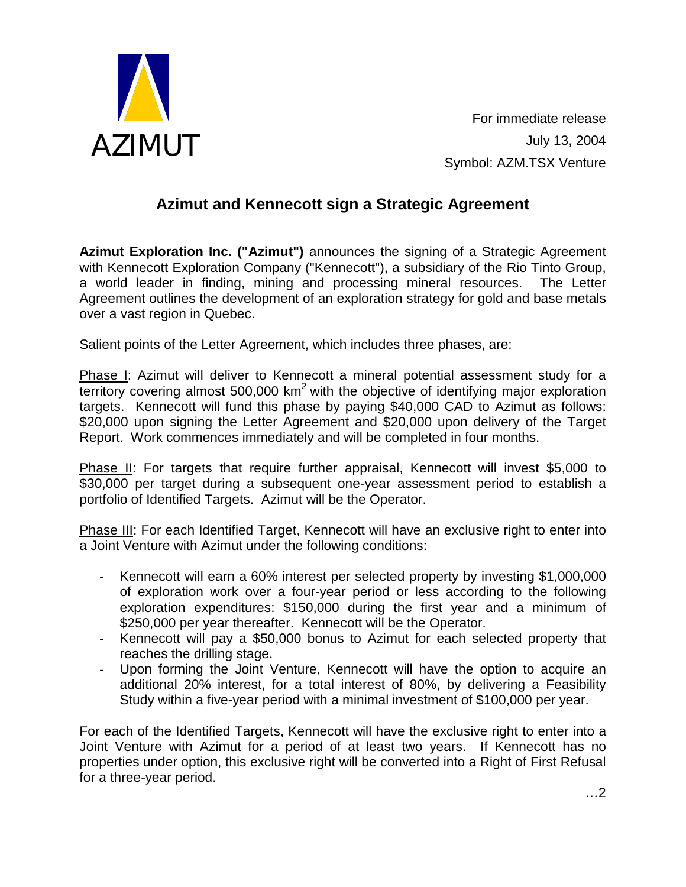AZIMUT

For immediate release
July 13, 2004
Symbol: AZM.TSX Venture

# Azimut and Kennecott sign a Strategic Agreement

**Azimut Exploration Inc. ("Azimut")** announces the signing of a Strategic Agreement with Kennecott Exploration Company ("Kennecott"), a subsidiary of the Rio Tinto Group, a world leader in finding, mining and processing mineral resources. The Letter Agreement outlines the development of an exploration strategy for gold and base metals over a vast region in Quebec.

Salient points of the Letter Agreement, which includes three phases, are:

Phase I: Azimut will deliver to Kennecott a mineral potential assessment study for a territory covering almost 500,000 $km^2$ with the objective of identifying major exploration targets. Kennecott will fund this phase by paying $40,000 CAD to Azimut as follows: $20,000 upon signing the Letter Agreement and $20,000 upon delivery of the Target Report. Work commences immediately and will be completed in four months.

Phase II: For targets that require further appraisal, Kennecott will invest $5,000 to $30,000 per target during a subsequent one-year assessment period to establish a portfolio of Identified Targets. Azimut will be the Operator.

Phase III: For each Identified Target, Kennecott will have an exclusive right to enter into a Joint Venture with Azimut under the following conditions:

- Kennecott will earn a 60% interest per selected property by investing $1,000,000 of exploration work over a four-year period or less according to the following exploration expenditures: $150,000 during the first year and a minimum of $250,000 per year thereafter. Kennecott will be the Operator.
- Kennecott will pay a $50,000 bonus to Azimut for each selected property that reaches the drilling stage.
- Upon forming the Joint Venture, Kennecott will have the option to acquire an additional 20% interest, for a total interest of 80%, by delivering a Feasibility Study within a five-year period with a minimal investment of $100,000 per year.

For each of the Identified Targets, Kennecott will have the exclusive right to enter into a Joint Venture with Azimut for a period of at least two years. If Kennecott has no properties under option, this exclusive right will be converted into a Right of First Refusal for a three-year period.

…2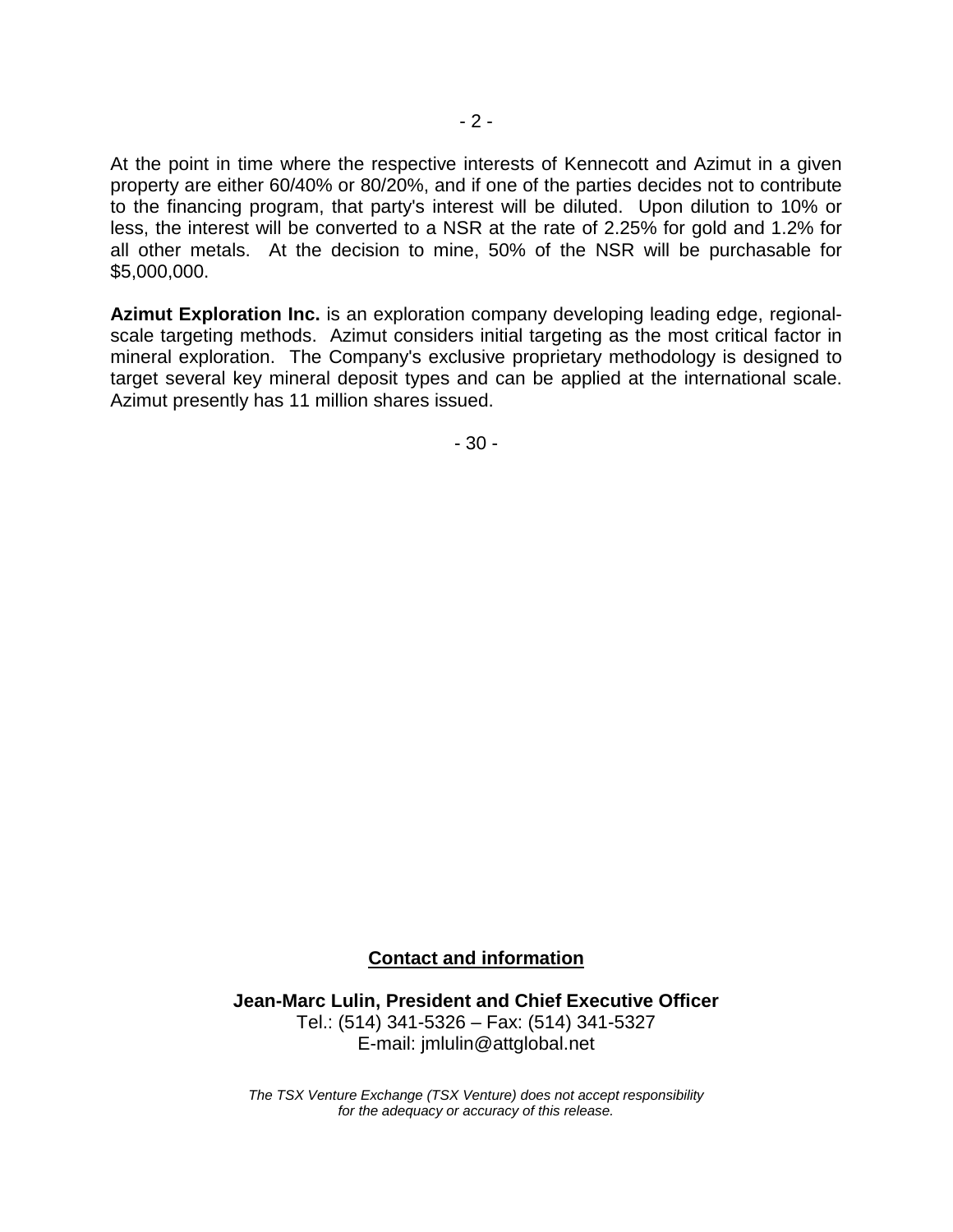At the point in time where the respective interests of Kennecott and Azimut in a given property are either 60/40% or 80/20%, and if one of the parties decides not to contribute to the financing program, that party's interest will be diluted. Upon dilution to 10% or less, the interest will be converted to a NSR at the rate of 2.25% for gold and 1.2% for all other metals. At the decision to mine, 50% of the NSR will be purchasable for $5,000,000.

**Azimut Exploration Inc.** is an exploration company developing leading edge, regional-scale targeting methods. Azimut considers initial targeting as the most critical factor in mineral exploration. The Company's exclusive proprietary methodology is designed to target several key mineral deposit types and can be applied at the international scale. Azimut presently has 11 million shares issued.

- 30 -

**Contact and information**

**Jean-Marc Lulin, President and Chief Executive Officer**
Tel.: (514) 341-5326 – Fax: (514) 341-5327
E-mail: jmlulin@attglobal.net

*The TSX Venture Exchange (TSX Venture) does not accept responsibility for the adequacy or accuracy of this release.*